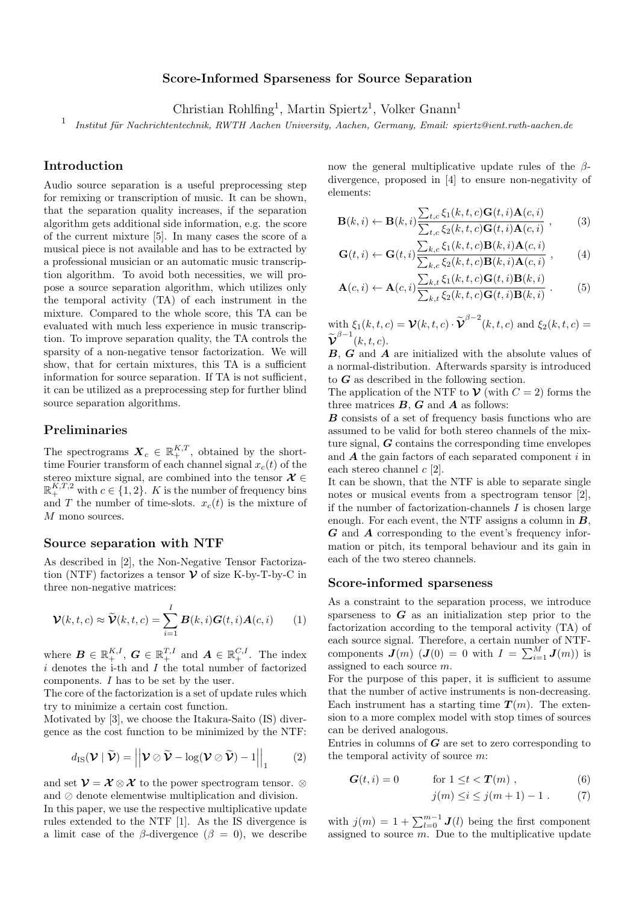# Score-Informed Sparseness for Source Separation

Christian Rohlfing[1], Martin Spiertz[1], Volker Gnann[1]

[1] *Institut für Nachrichtentechnik, RWTH Aachen University, Aachen, Germany, Email: spiertz@ient.rwth-aachen.de*

## Introduction

Audio source separation is a useful preprocessing step for remixing or transcription of music. It can be shown, that the separation quality increases, if the separation algorithm gets additional side information, e.g. the score of the current mixture [5]. In many cases the score of a musical piece is not available and has to be extracted by a professional musician or an automatic music transcription algorithm. To avoid both necessities, we will propose a source separation algorithm, which utilizes only the temporal activity (TA) of each instrument in the mixture. Compared to the whole score, this TA can be evaluated with much less experience in music transcription. To improve separation quality, the TA controls the sparsity of a non-negative tensor factorization. We will show, that for certain mixtures, this TA is a sufficient information for source separation. If TA is not sufficient, it can be utilized as a preprocessing step for further blind source separation algorithms.

## Preliminaries

The spectrograms $\boldsymbol{X}_c \in \mathbb{R}_+^{K,T}$, obtained by the short-time Fourier transform of each channel signal $x_c(t)$ of the stereo mixture signal, are combined into the tensor $\boldsymbol{\mathcal{X}} \in \mathbb{R}_+^{K,T,2}$ with $c \in \{1, 2\}$. $K$ is the number of frequency bins and $T$ the number of time-slots. $x_c(t)$ is the mixture of $M$ mono sources.

### Source separation with NTF

As described in [2], the Non-Negative Tensor Factorization (NTF) factorizes a tensor $\boldsymbol{\mathcal{V}}$ of size K-by-T-by-C in three non-negative matrices:

$$\boldsymbol{\mathcal{V}}(k,t,c) \approx \widetilde{\boldsymbol{\mathcal{V}}}(k,t,c) = \sum_{i=1}^{I} \boldsymbol{B}(k,i)\boldsymbol{G}(t,i)\boldsymbol{A}(c,i) \qquad (1)$$

where $\boldsymbol{B} \in \mathbb{R}_+^{K,I}$, $\boldsymbol{G} \in \mathbb{R}_+^{T,I}$ and $\boldsymbol{A} \in \mathbb{R}_+^{C,I}$. The index $i$ denotes the i-th and $I$ the total number of factorized components. $I$ has to be set by the user.

The core of the factorization is a set of update rules which try to minimize a certain cost function.

Motivated by [3], we choose the Itakura-Saito (IS) divergence as the cost function to be minimized by the NTF:

$$d_{\text{IS}}(\boldsymbol{\mathcal{V}} \mid \widetilde{\boldsymbol{\mathcal{V}}}) = \left|\left| \boldsymbol{\mathcal{V}} \oslash \widetilde{\boldsymbol{\mathcal{V}}} - \log(\boldsymbol{\mathcal{V}} \oslash \widetilde{\boldsymbol{\mathcal{V}}}) - 1 \right|\right|_1 \qquad (2)$$

and set $\boldsymbol{\mathcal{V}} = \boldsymbol{\mathcal{X}} \otimes \boldsymbol{\mathcal{X}}$ to the power spectrogram tensor. $\otimes$ and $\oslash$ denote elementwise multiplication and division.

In this paper, we use the respective multiplicative update rules extended to the NTF [1]. As the IS divergence is a limit case of the $\beta$-divergence ($\beta = 0$), we describe now the general multiplicative update rules of the $\beta$-divergence, proposed in [4] to ensure non-negativity of elements:

$$\mathbf{B}(k,i) \leftarrow \mathbf{B}(k,i) \frac{\sum_{t,c} \xi_1(k,t,c)\mathbf{G}(t,i)\mathbf{A}(c,i)}{\sum_{t,c} \xi_2(k,t,c)\mathbf{G}(t,i)\mathbf{A}(c,i)} , \qquad (3)$$

$$\mathbf{G}(t,i) \leftarrow \mathbf{G}(t,i) \frac{\sum_{k,c} \xi_1(k,t,c)\mathbf{B}(k,i)\mathbf{A}(c,i)}{\sum_{k,c} \xi_2(k,t,c)\mathbf{B}(k,i)\mathbf{A}(c,i)} , \qquad (4)$$

$$\mathbf{A}(c,i) \leftarrow \mathbf{A}(c,i) \frac{\sum_{k,t} \xi_1(k,t,c)\mathbf{G}(t,i)\mathbf{B}(k,i)}{\sum_{k,t} \xi_2(k,t,c)\mathbf{G}(t,i)\mathbf{B}(k,i)} . \qquad (5)$$

with $\xi_1(k,t,c) = \boldsymbol{\mathcal{V}}(k,t,c) \cdot \widetilde{\boldsymbol{\mathcal{V}}}^{\beta-2}(k,t,c)$ and $\xi_2(k,t,c) = \widetilde{\boldsymbol{\mathcal{V}}}^{\beta-1}(k,t,c)$.

$\boldsymbol{B}$, $\boldsymbol{G}$ and $\boldsymbol{A}$ are initialized with the absolute values of a normal-distribution. Afterwards sparsity is introduced to $\boldsymbol{G}$ as described in the following section.

The application of the NTF to $\boldsymbol{\mathcal{V}}$ (with $C = 2$) forms the three matrices $\boldsymbol{B}$, $\boldsymbol{G}$ and $\boldsymbol{A}$ as follows:

$\boldsymbol{B}$ consists of a set of frequency basis functions who are assumed to be valid for both stereo channels of the mixture signal, $\boldsymbol{G}$ contains the corresponding time envelopes and $\boldsymbol{A}$ the gain factors of each separated component $i$ in each stereo channel $c$ [2].

It can be shown, that the NTF is able to separate single notes or musical events from a spectrogram tensor [2], if the number of factorization-channels $I$ is chosen large enough. For each event, the NTF assigns a column in $\boldsymbol{B}$, $\boldsymbol{G}$ and $\boldsymbol{A}$ corresponding to the event's frequency information or pitch, its temporal behaviour and its gain in each of the two stereo channels.

### Score-informed sparseness

As a constraint to the separation process, we introduce sparseness to $\boldsymbol{G}$ as an initialization step prior to the factorization according to the temporal activity (TA) of each source signal. Therefore, a certain number of NTF-components $\boldsymbol{J}(m)$ ($\boldsymbol{J}(0) = 0$ with $I = \sum_{i=1}^{M} \boldsymbol{J}(m)$) is assigned to each source $m$.

For the purpose of this paper, it is sufficient to assume that the number of active instruments is non-decreasing. Each instrument has a starting time $\boldsymbol{T}(m)$. The extension to a more complex model with stop times of sources can be derived analogous.

Entries in columns of $\boldsymbol{G}$ are set to zero corresponding to the temporal activity of source $m$:

$$\boldsymbol{G}(t,i) = 0 \qquad \text{for } 1 \leq t < \boldsymbol{T}(m) \ , \qquad (6)$$

$$j(m) \leq i \leq j(m+1) - 1 \ . \qquad (7)$$

with $j(m) = 1 + \sum_{l=0}^{m-1} \boldsymbol{J}(l)$ being the first component assigned to source $m$. Due to the multiplicative update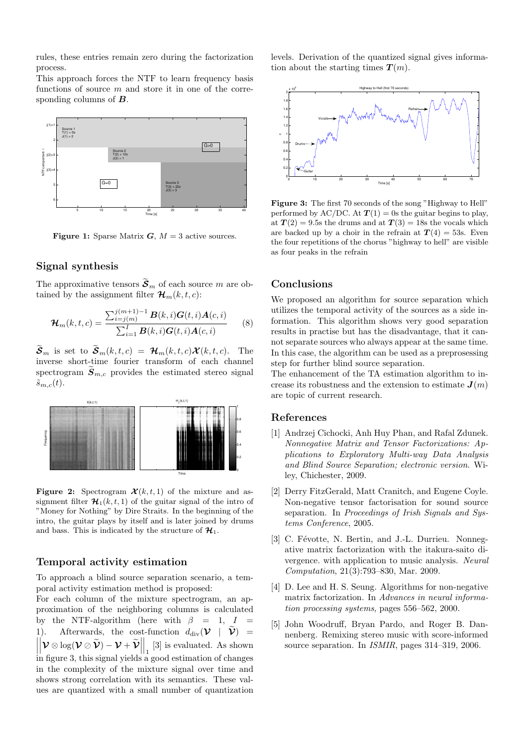rules, these entries remain zero during the factorization process.
This approach forces the NTF to learn frequency basis functions of source $m$ and store it in one of the corresponding columns of $\boldsymbol{B}$.

j(1)=1
2
j(2)=3
j(3)=4
5
6
NTF component i
Source 1
T(1) = 0s
J(1) = 2
Source 2
T(2) = 12s
J(2) = 1
Source 3
T(3) = 22s
J(3) = 3
G>0
G=0
5
10
15
20
25
30
35
40
Time [s]

**Figure 1:** Sparse Matrix $\boldsymbol{G}$, $M = 3$ active sources.

## Signal synthesis

The approximative tensors $\widetilde{\boldsymbol{\mathcal{S}}}_m$ of each source $m$ are obtained by the assignment filter $\boldsymbol{\mathcal{H}}_m(k,t,c)$:

$$\boldsymbol{\mathcal{H}}_m(k,t,c) = \frac{\sum_{i=j(m)}^{j(m+1)-1} \boldsymbol{B}(k,i)\boldsymbol{G}(t,i)\boldsymbol{A}(c,i)}{\sum_{i=1}^{I} \boldsymbol{B}(k,i)\boldsymbol{G}(t,i)\boldsymbol{A}(c,i)} \qquad (8)$$

$\widetilde{\boldsymbol{\mathcal{S}}}_m$ is set to $\widetilde{\boldsymbol{\mathcal{S}}}_m(k,t,c) = \boldsymbol{\mathcal{H}}_m(k,t,c)\boldsymbol{\mathcal{X}}(k,t,c)$. The inverse short-time fourier transform of each channel spectrogram $\widetilde{\boldsymbol{S}}_{m,c}$ provides the estimated stereo signal $\tilde{s}_{m,c}(t)$.

X(k,t,1)
H1(k,t,1)
Frequency
Time
1
0.8
0.6
0.4
0.2
0

**Figure 2:** Spectrogram $\boldsymbol{\mathcal{X}}(k,t,1)$ of the mixture and assignment filter $\boldsymbol{\mathcal{H}}_1(k,t,1)$ of the guitar signal of the intro of "Money for Nothing" by Dire Straits. In the beginning of the intro, the guitar plays by itself and is later joined by drums and bass. This is indicated by the structure of $\boldsymbol{\mathcal{H}}_1$.

## Temporal activity estimation

To approach a blind source separation scenario, a temporal activity estimation method is proposed:
For each column of the mixture spectrogram, an approximation of the neighboring columns is calculated by the NTF-algorithm (here with $\beta = 1$, $I = 1$). Afterwards, the cost-function $d_{\text{div}}(\boldsymbol{\mathcal{V}} \mid \widetilde{\boldsymbol{\mathcal{V}}}) = \left|\left|\boldsymbol{\mathcal{V}} \otimes \log(\boldsymbol{\mathcal{V}} \oslash \widetilde{\boldsymbol{\mathcal{V}}}) - \boldsymbol{\mathcal{V}} + \widetilde{\boldsymbol{\mathcal{V}}}\right|\right|_1$ [3] is evaluated. As shown in figure 3, this signal yields a good estimation of changes in the complexity of the mixture signal over time and shows strong correlation with its semantics. These values are quantized with a small number of quantization levels. Derivation of the quantized signal gives information about the starting times $\boldsymbol{T}(m)$.

Highway to Hell (first 70 seconds)
x 10^5
2
1.8
1.6
1.4
1.2
1
0.8
0.6
0.4
0.2
0
c
Vocals
Refrain
Drums
Guitar
0
10
20
30
40
50
60
70
Time [s]

**Figure 3:** The first 70 seconds of the song "Highway to Hell" performed by AC/DC. At $\boldsymbol{T}(1) = 0$s the guitar begins to play, at $\boldsymbol{T}(2) = 9.5$s the drums and at $\boldsymbol{T}(3) = 18$s the vocals which are backed up by a choir in the refrain at $\boldsymbol{T}(4) = 53$s. Even the four repetitions of the chorus "highway to hell" are visible as four peaks in the refrain

## Conclusions

We proposed an algorithm for source separation which utilizes the temporal activity of the sources as a side information. This algorithm shows very good separation results in practise but has the disadvantage, that it cannot separate sources who always appear at the same time. In this case, the algorithm can be used as a preprosessing step for further blind source separation.
The enhancement of the TA estimation algorithm to increase its robustness and the extension to estimate $\boldsymbol{J}(m)$ are topic of current research.

## References

[1] Andrzej Cichocki, Anh Huy Phan, and Rafal Zdunek. *Nonnegative Matrix and Tensor Factorizations: Applications to Exploratory Multi-way Data Analysis and Blind Source Separation; electronic version*. Wiley, Chichester, 2009.

[2] Derry FitzGerald, Matt Cranitch, and Eugene Coyle. Non-negative tensor factorisation for sound source separation. In *Proceedings of Irish Signals and Systems Conference*, 2005.

[3] C. Févotte, N. Bertin, and J.-L. Durrieu. Nonnegative matrix factorization with the itakura-saito divergence. with application to music analysis. *Neural Computation*, 21(3):793–830, Mar. 2009.

[4] D. Lee and H. S. Seung. Algorithms for non-negative matrix factorization. In *Advances in neural information processing systems*, pages 556–562, 2000.

[5] John Woodruff, Bryan Pardo, and Roger B. Dannenberg. Remixing stereo music with score-informed source separation. In *ISMIR*, pages 314–319, 2006.